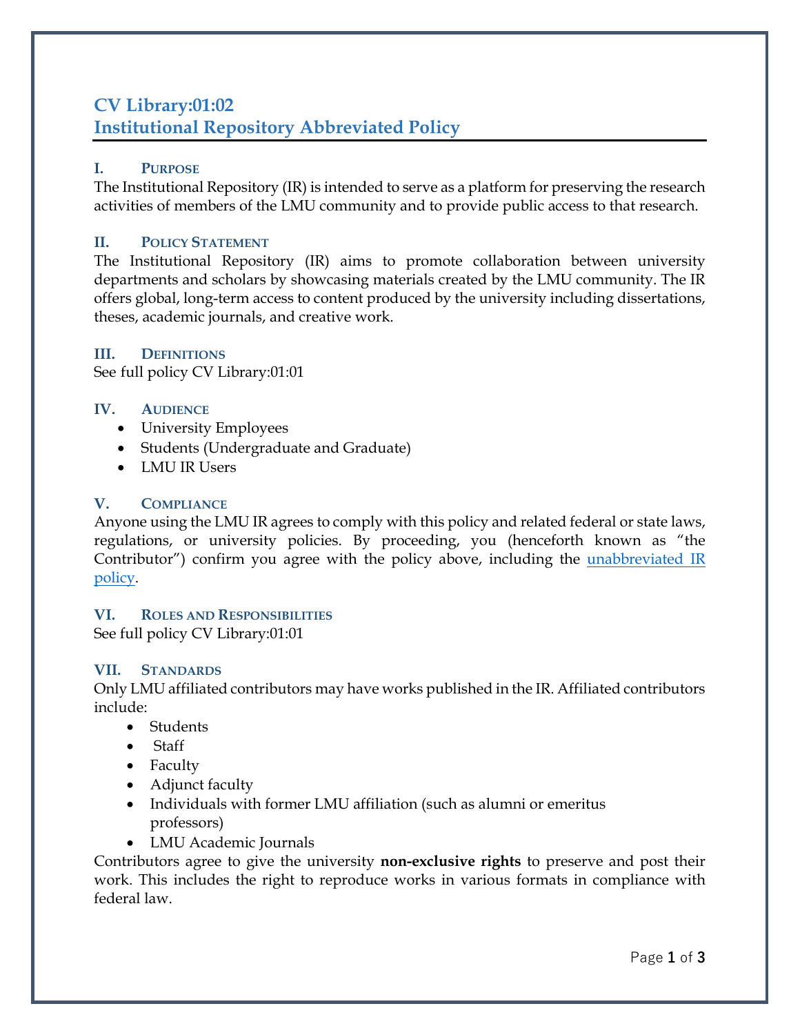# CV Library:01:02
# Institutional Repository Abbreviated Policy

## I. Purpose

The Institutional Repository (IR) is intended to serve as a platform for preserving the research activities of members of the LMU community and to provide public access to that research.

## II. Policy Statement

The Institutional Repository (IR) aims to promote collaboration between university departments and scholars by showcasing materials created by the LMU community. The IR offers global, long-term access to content produced by the university including dissertations, theses, academic journals, and creative work.

## III. Definitions

See full policy CV Library:01:01

## IV. Audience

- University Employees
- Students (Undergraduate and Graduate)
- LMU IR Users

## V. Compliance

Anyone using the LMU IR agrees to comply with this policy and related federal or state laws, regulations, or university policies. By proceeding, you (henceforth known as "the Contributor") confirm you agree with the policy above, including the unabbreviated IR policy.

## VI. Roles and Responsibilities

See full policy CV Library:01:01

## VII. Standards

Only LMU affiliated contributors may have works published in the IR. Affiliated contributors include:

- Students
- Staff
- Faculty
- Adjunct faculty
- Individuals with former LMU affiliation (such as alumni or emeritus professors)
- LMU Academic Journals

Contributors agree to give the university **non-exclusive rights** to preserve and post their work. This includes the right to reproduce works in various formats in compliance with federal law.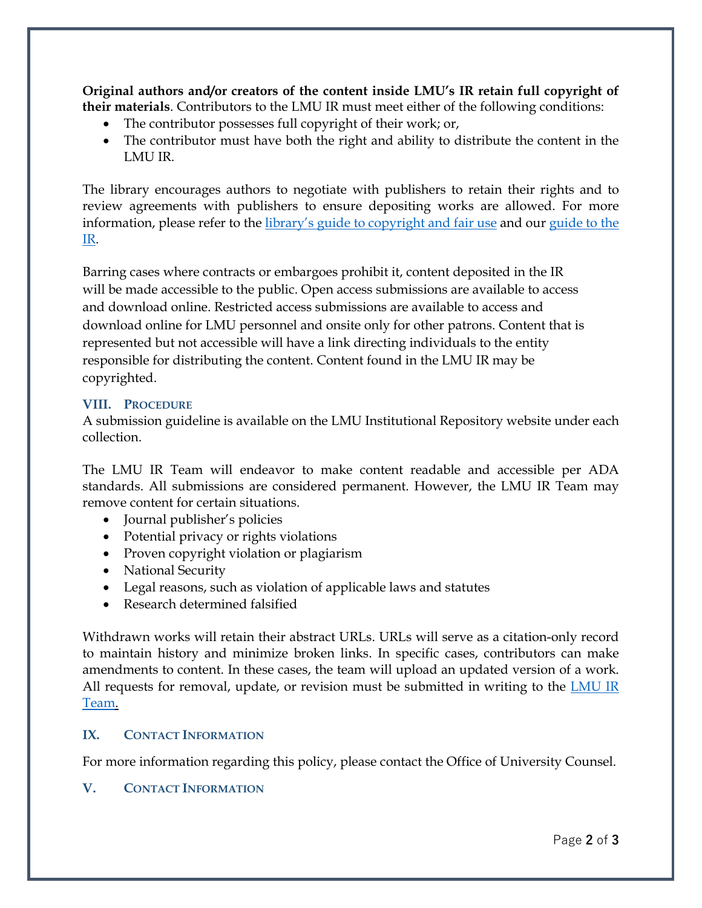**Original authors and/or creators of the content inside LMU's IR retain full copyright of their materials**. Contributors to the LMU IR must meet either of the following conditions:

- The contributor possesses full copyright of their work; or,
- The contributor must have both the right and ability to distribute the content in the LMU IR.

The library encourages authors to negotiate with publishers to retain their rights and to review agreements with publishers to ensure depositing works are allowed. For more information, please refer to the [library's guide to copyright and fair use]() and our [guide to the IR]().

Barring cases where contracts or embargoes prohibit it, content deposited in the IR will be made accessible to the public. Open access submissions are available to access and download online. Restricted access submissions are available to access and download online for LMU personnel and onsite only for other patrons. Content that is represented but not accessible will have a link directing individuals to the entity responsible for distributing the content. Content found in the LMU IR may be copyrighted.

## VIII. Procedure

A submission guideline is available on the LMU Institutional Repository website under each collection.

The LMU IR Team will endeavor to make content readable and accessible per ADA standards. All submissions are considered permanent. However, the LMU IR Team may remove content for certain situations.

- Journal publisher's policies
- Potential privacy or rights violations
- Proven copyright violation or plagiarism
- National Security
- Legal reasons, such as violation of applicable laws and statutes
- Research determined falsified

Withdrawn works will retain their abstract URLs. URLs will serve as a citation-only record to maintain history and minimize broken links. In specific cases, contributors can make amendments to content. In these cases, the team will upload an updated version of a work. All requests for removal, update, or revision must be submitted in writing to the [LMU IR Team]().

## IX. Contact Information

For more information regarding this policy, please contact the Office of University Counsel.

## V. Contact Information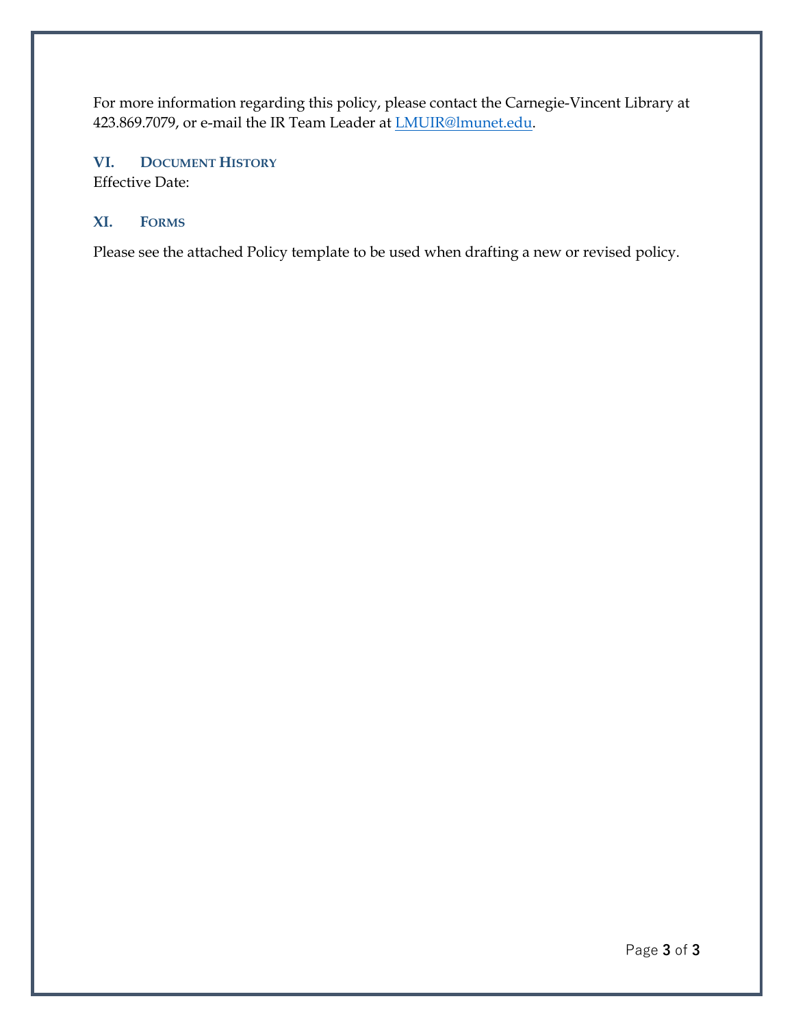For more information regarding this policy, please contact the Carnegie-Vincent Library at 423.869.7079, or e-mail the IR Team Leader at [LMUIR@lmunet.edu](mailto:LMUIR@lmunet.edu).

## VI. Document History

Effective Date:

## XI. Forms

Please see the attached Policy template to be used when drafting a new or revised policy.